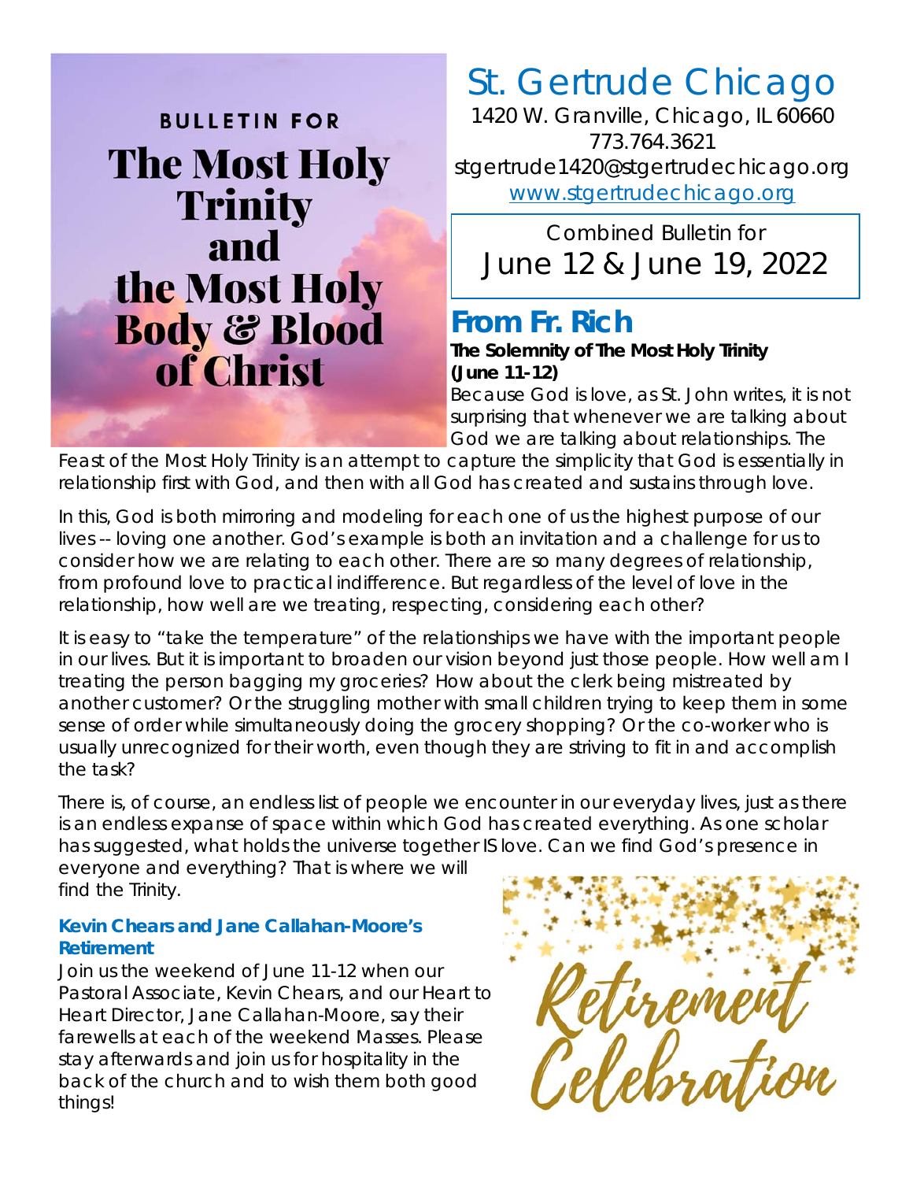BULLETIN FOR

# The Most Holy Trinity and the Most Holy Body & Blood of Christ

# St. Gertrude Chicago

1420 W. Granville, Chicago, IL 60660
773.764.3621
stgertrude1420@stgertrudechicago.org
www.stgertrudechicago.org

Combined Bulletin for
June 12 & June 19, 2022

## From Fr. Rich

**The Solemnity of The Most Holy Trinity (June 11-12)**

Because God is love, as St. John writes, it is not surprising that whenever we are talking about God we are talking about relationships. The Feast of the Most Holy Trinity is an attempt to capture the simplicity that God is essentially in relationship first with God, and then with all God has created and sustains through love.

In this, God is both mirroring and modeling for each one of us the highest purpose of our lives -- loving one another. God's example is both an invitation and a challenge for us to consider how we are relating to each other. There are so many degrees of relationship, from profound love to practical indifference. But regardless of the level of love in the relationship, how well are we treating, respecting, considering each other?

It is easy to "take the temperature" of the relationships we have with the important people in our lives. But it is important to broaden our vision beyond just those people. How well am I treating the person bagging my groceries? How about the clerk being mistreated by another customer? Or the struggling mother with small children trying to keep them in some sense of order while simultaneously doing the grocery shopping? Or the co-worker who is usually unrecognized for their worth, even though they are striving to fit in and accomplish the task?

There is, of course, an endless list of people we encounter in our everyday lives, just as there is an endless expanse of space within which God has created everything. As one scholar has suggested, what holds the universe together IS love. Can we find God's presence in everyone and everything? That is where we will find the Trinity.

### Kevin Chears and Jane Callahan-Moore's Retirement

Join us the weekend of June 11-12 when our Pastoral Associate, Kevin Chears, and our Heart to Heart Director, Jane Callahan-Moore, say their farewells at each of the weekend Masses. Please stay afterwards and join us for hospitality in the back of the church and to wish them both good things!

Retirement Celebration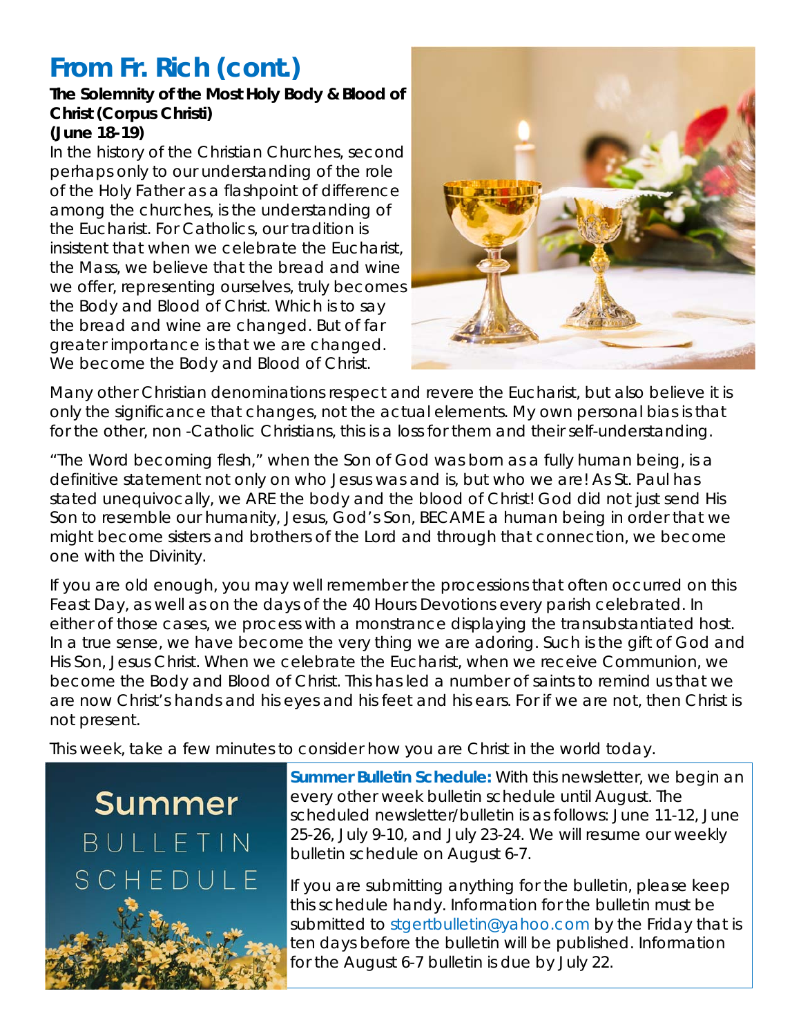## From Fr. Rich (cont.)

**The Solemnity of the Most Holy Body & Blood of Christ (Corpus Christi)**
**(June 18-19)**

In the history of the Christian Churches, second perhaps only to our understanding of the role of the Holy Father as a flashpoint of difference among the churches, is the understanding of the Eucharist. For Catholics, our tradition is insistent that when we celebrate the Eucharist, the Mass, we believe that the bread and wine we offer, representing ourselves, truly becomes the Body and Blood of Christ. Which is to say the bread and wine are changed. But of far greater importance is that we are changed. We become the Body and Blood of Christ.

Many other Christian denominations respect and revere the Eucharist, but also believe it is only the significance that changes, not the actual elements. My own personal bias is that for the other, non -Catholic Christians, this is a loss for them and their self-understanding.

"The Word becoming flesh," when the Son of God was born as a fully human being, is a definitive statement not only on who Jesus was and is, but who we are! As St. Paul has stated unequivocally, we ARE the body and the blood of Christ! God did not just send His Son to resemble our humanity, Jesus, God's Son, BECAME a human being in order that we might become sisters and brothers of the Lord and through that connection, we become one with the Divinity.

If you are old enough, you may well remember the processions that often occurred on this Feast Day, as well as on the days of the 40 Hours Devotions every parish celebrated. In either of those cases, we process with a monstrance displaying the transubstantiated host. In a true sense, we have become the very thing we are adoring. Such is the gift of God and His Son, Jesus Christ. When we celebrate the Eucharist, when we receive Communion, we become the Body and Blood of Christ. This has led a number of saints to remind us that we are now Christ's hands and his eyes and his feet and his ears. For if we are not, then Christ is not present.

This week, take a few minutes to consider how you are Christ in the world today.

Summer BULLETIN SCHEDULE

**Summer Bulletin Schedule:** With this newsletter, we begin an every other week bulletin schedule until August. The scheduled newsletter/bulletin is as follows: June 11-12, June 25-26, July 9-10, and July 23-24. We will resume our weekly bulletin schedule on August 6-7.

If you are submitting anything for the bulletin, please keep this schedule handy. Information for the bulletin must be submitted to stgertbulletin@yahoo.com by the Friday that is ten days before the bulletin will be published. Information for the August 6-7 bulletin is due by July 22.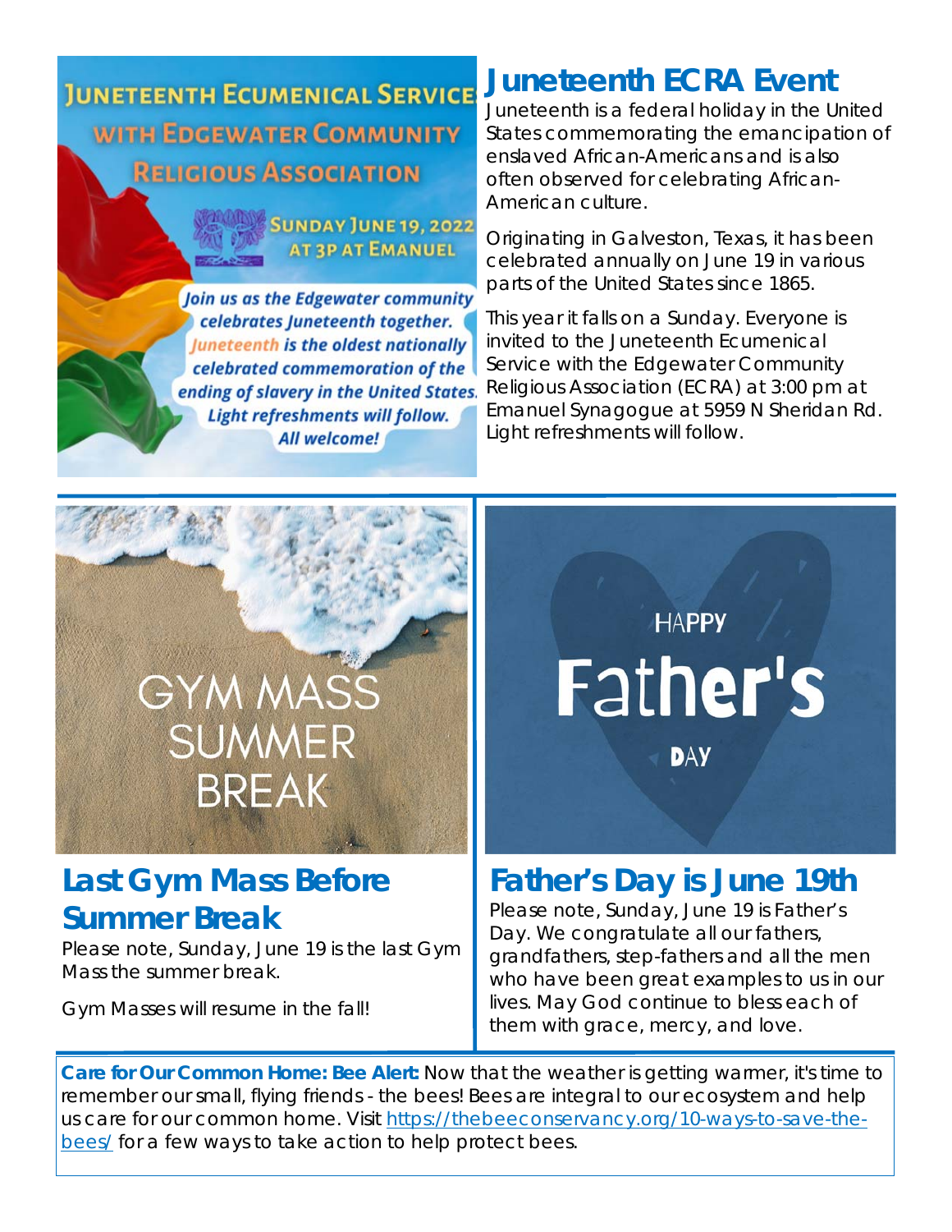# Juneteenth ECRA Event

Juneteenth is a federal holiday in the United States commemorating the emancipation of enslaved African-Americans and is also often observed for celebrating African-American culture.

Originating in Galveston, Texas, it has been celebrated annually on June 19 in various parts of the United States since 1865.

This year it falls on a Sunday. Everyone is invited to the Juneteenth Ecumenical Service with the Edgewater Community Religious Association (ECRA) at 3:00 pm at Emanuel Synagogue at 5959 N Sheridan Rd. Light refreshments will follow.

## Last Gym Mass Before Summer Break

Please note, Sunday, June 19 is the last Gym Mass the summer break.

Gym Masses will resume in the fall!

## Father's Day is June 19th

Please note, Sunday, June 19 is Father's Day. We congratulate all our fathers, grandfathers, step-fathers and all the men who have been great examples to us in our lives. May God continue to bless each of them with grace, mercy, and love.

**Care for Our Common Home: Bee Alert:** Now that the weather is getting warmer, it's time to remember our small, flying friends - the bees! Bees are integral to our ecosystem and help us care for our common home. Visit https://thebeeconservancy.org/10-ways-to-save-the-bees/ for a few ways to take action to help protect bees.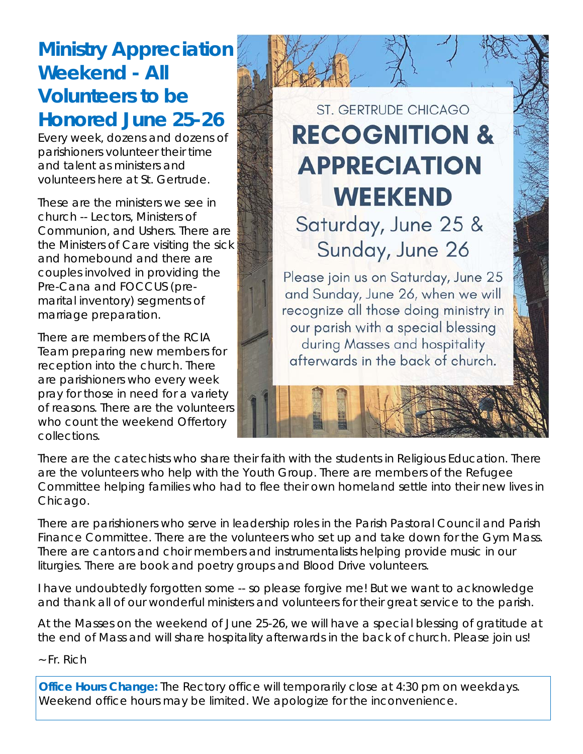## Ministry Appreciation Weekend - All Volunteers to be Honored June 25-26

Every week, dozens and dozens of parishioners volunteer their time and talent as ministers and volunteers here at St. Gertrude.

These are the ministers we see in church -- Lectors, Ministers of Communion, and Ushers. There are the Ministers of Care visiting the sick and homebound and there are couples involved in providing the Pre-Cana and FOCCUS (pre-marital inventory) segments of marriage preparation.

There are members of the RCIA Team preparing new members for reception into the church. There are parishioners who every week pray for those in need for a variety of reasons. There are the volunteers who count the weekend Offertory collections.

ST. GERTRUDE CHICAGO

**RECOGNITION & APPRECIATION WEEKEND**

Saturday, June 25 & Sunday, June 26

Please join us on Saturday, June 25 and Sunday, June 26, when we will recognize all those doing ministry in our parish with a special blessing during Masses and hospitality afterwards in the back of church.

There are the catechists who share their faith with the students in Religious Education. There are the volunteers who help with the Youth Group. There are members of the Refugee Committee helping families who had to flee their own homeland settle into their new lives in Chicago.

There are parishioners who serve in leadership roles in the Parish Pastoral Council and Parish Finance Committee. There are the volunteers who set up and take down for the Gym Mass. There are cantors and choir members and instrumentalists helping provide music in our liturgies. There are book and poetry groups and Blood Drive volunteers.

I have undoubtedly forgotten some -- so please forgive me! But we want to acknowledge and thank all of our wonderful ministers and volunteers for their great service to the parish.

At the Masses on the weekend of June 25-26, we will have a special blessing of gratitude at the end of Mass and will share hospitality afterwards in the back of church. Please join us!

~ Fr. Rich

**Office Hours Change:** The Rectory office will temporarily close at 4:30 pm on weekdays. Weekend office hours may be limited. We apologize for the inconvenience.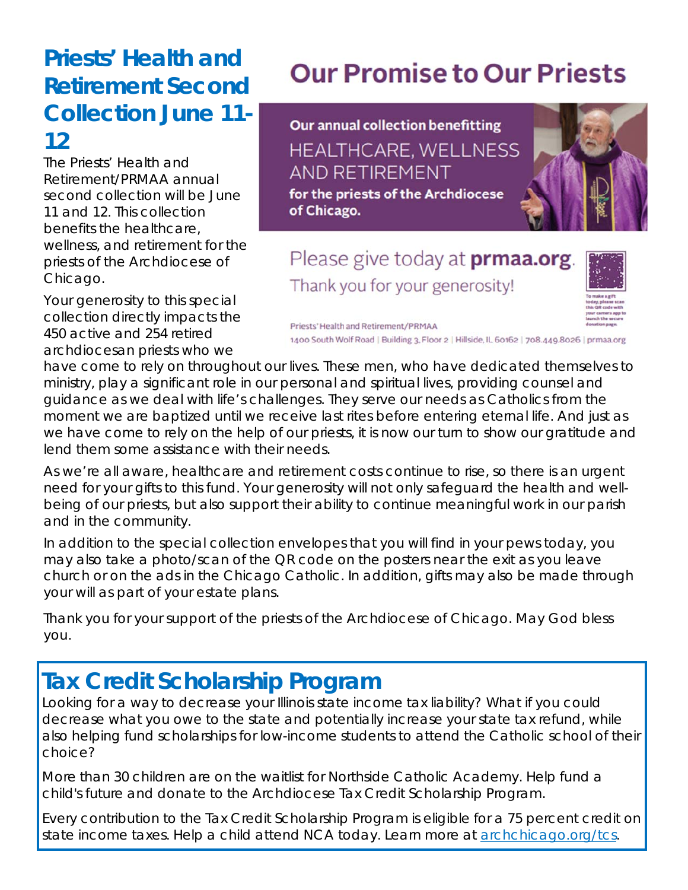## Priests' Health and Retirement Second Collection June 11-12

The Priests' Health and Retirement/PRMAA annual second collection will be June 11 and 12. This collection benefits the healthcare, wellness, and retirement for the priests of the Archdiocese of Chicago.

# Our Promise to Our Priests

**Our annual collection benefitting**

HEALTHCARE, WELLNESS AND RETIREMENT

**for the priests of the Archdiocese of Chicago.**

Please give today at **prmaa.org**.

Thank you for your generosity!

To make a gift today, please scan this QR code with your camera app to launch the secure donation page.

Priests' Health and Retirement/PRMAA

1400 South Wolf Road | Building 3, Floor 2 | Hillside, IL 60162 | 708.449.8026 | prmaa.org

Your generosity to this special collection directly impacts the 450 active and 254 retired archdiocesan priests who we have come to rely on throughout our lives. These men, who have dedicated themselves to ministry, play a significant role in our personal and spiritual lives, providing counsel and guidance as we deal with life's challenges. They serve our needs as Catholics from the moment we are baptized until we receive last rites before entering eternal life. And just as we have come to rely on the help of our priests, it is now our turn to show our gratitude and lend them some assistance with their needs.

As we're all aware, healthcare and retirement costs continue to rise, so there is an urgent need for your gifts to this fund. Your generosity will not only safeguard the health and well-being of our priests, but also support their ability to continue meaningful work in our parish and in the community.

In addition to the special collection envelopes that you will find in your pews today, you may also take a photo/scan of the QR code on the posters near the exit as you leave church or on the ads in the Chicago Catholic. In addition, gifts may also be made through your will as part of your estate plans.

Thank you for your support of the priests of the Archdiocese of Chicago. May God bless you.

## Tax Credit Scholarship Program

Looking for a way to decrease your Illinois state income tax liability? What if you could decrease what you owe to the state and potentially increase your state tax refund, while also helping fund scholarships for low-income students to attend the Catholic school of their choice?

More than 30 children are on the waitlist for Northside Catholic Academy. Help fund a child's future and donate to the Archdiocese Tax Credit Scholarship Program.

Every contribution to the Tax Credit Scholarship Program is eligible for a 75 percent credit on state income taxes. Help a child attend NCA today. Learn more at archchicago.org/tcs.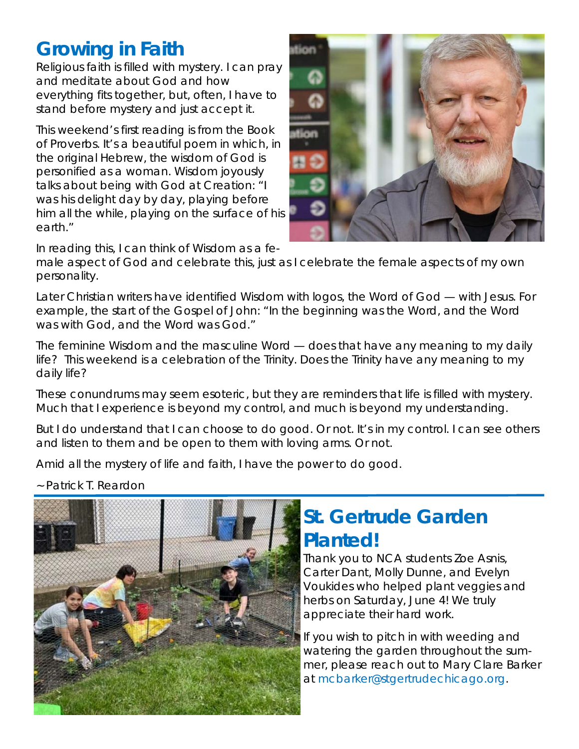## Growing in Faith

Religious faith is filled with mystery. I can pray and meditate about God and how everything fits together, but, often, I have to stand before mystery and just accept it.

This weekend's first reading is from the Book of Proverbs. It's a beautiful poem in which, in the original Hebrew, the wisdom of God is personified as a woman. Wisdom joyously talks about being with God at Creation: "I was his delight day by day, playing before him all the while, playing on the surface of his earth."

In reading this, I can think of Wisdom as a female aspect of God and celebrate this, just as I celebrate the female aspects of my own personality.

Later Christian writers have identified Wisdom with logos, the Word of God — with Jesus. For example, the start of the Gospel of John: "In the beginning was the Word, and the Word was with God, and the Word was God."

The feminine Wisdom and the masculine Word — does that have any meaning to my daily life? This weekend is a celebration of the Trinity. Does the Trinity have any meaning to my daily life?

These conundrums may seem esoteric, but they are reminders that life is filled with mystery. Much that I experience is beyond my control, and much is beyond my understanding.

But I do understand that I can choose to do good. Or not. It's in my control. I can see others and listen to them and be open to them with loving arms. Or not.

Amid all the mystery of life and faith, I have the power to do good.

~Patrick T. Reardon

## St. Gertrude Garden Planted!

Thank you to NCA students Zoe Asnis, Carter Dant, Molly Dunne, and Evelyn Voukides who helped plant veggies and herbs on Saturday, June 4! We truly appreciate their hard work.

If you wish to pitch in with weeding and watering the garden throughout the summer, please reach out to Mary Clare Barker at mcbarker@stgertrudechicago.org.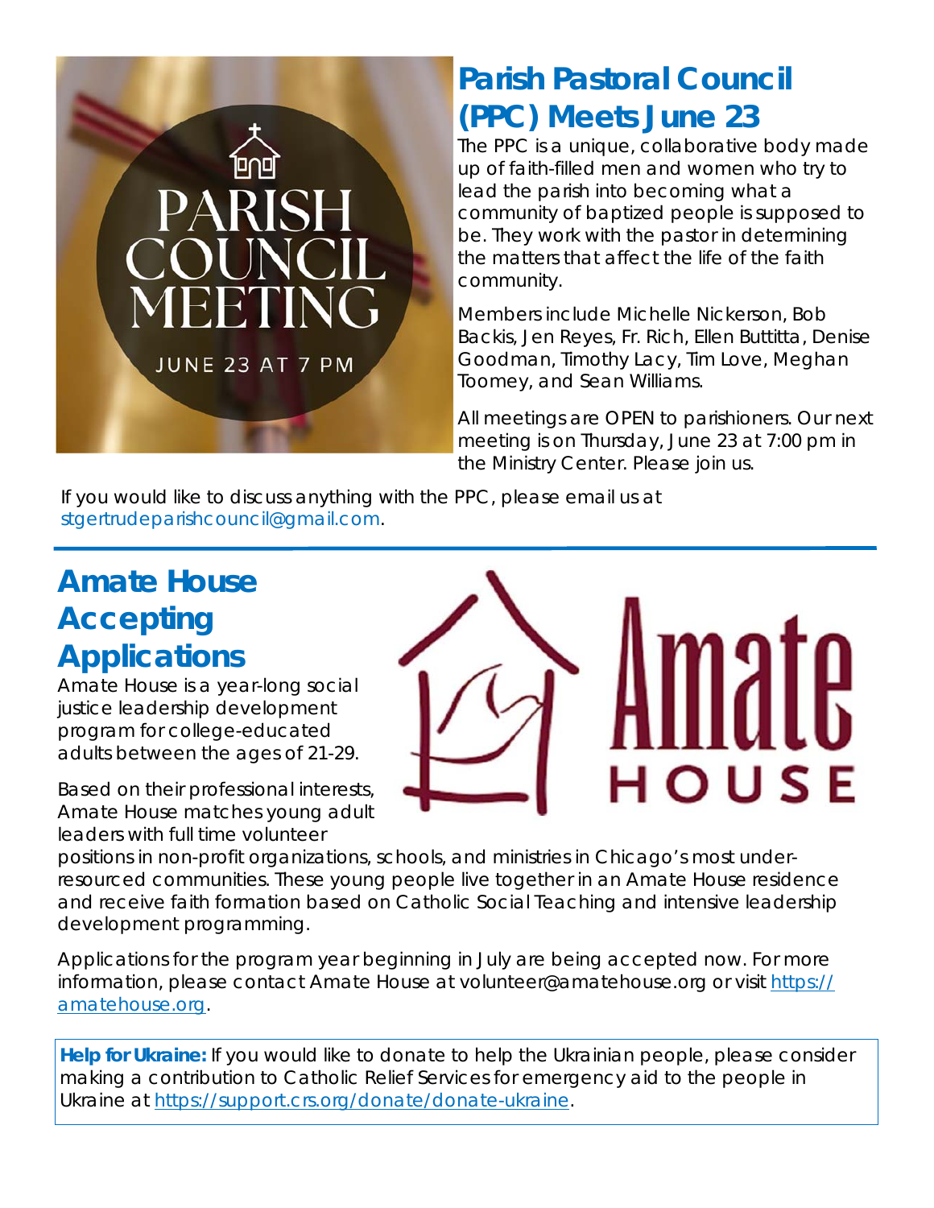## Parish Pastoral Council (PPC) Meets June 23

The PPC is a unique, collaborative body made up of faith-filled men and women who try to lead the parish into becoming what a community of baptized people is supposed to be. They work with the pastor in determining the matters that affect the life of the faith community.

Members include Michelle Nickerson, Bob Backis, Jen Reyes, Fr. Rich, Ellen Buttitta, Denise Goodman, Timothy Lacy, Tim Love, Meghan Toomey, and Sean Williams.

All meetings are OPEN to parishioners. Our next meeting is on Thursday, June 23 at 7:00 pm in the Ministry Center. Please join us.

If you would like to discuss anything with the PPC, please email us at stgertrudeparishcouncil@gmail.com.

## Amate House Accepting Applications

Amate House is a year-long social justice leadership development program for college-educated adults between the ages of 21-29.

Based on their professional interests, Amate House matches young adult leaders with full time volunteer positions in non-profit organizations, schools, and ministries in Chicago's most under-resourced communities. These young people live together in an Amate House residence and receive faith formation based on Catholic Social Teaching and intensive leadership development programming.

Applications for the program year beginning in July are being accepted now. For more information, please contact Amate House at volunteer@amatehouse.org or visit https://amatehouse.org.

**Help for Ukraine:** If you would like to donate to help the Ukrainian people, please consider making a contribution to Catholic Relief Services for emergency aid to the people in Ukraine at https://support.crs.org/donate/donate-ukraine.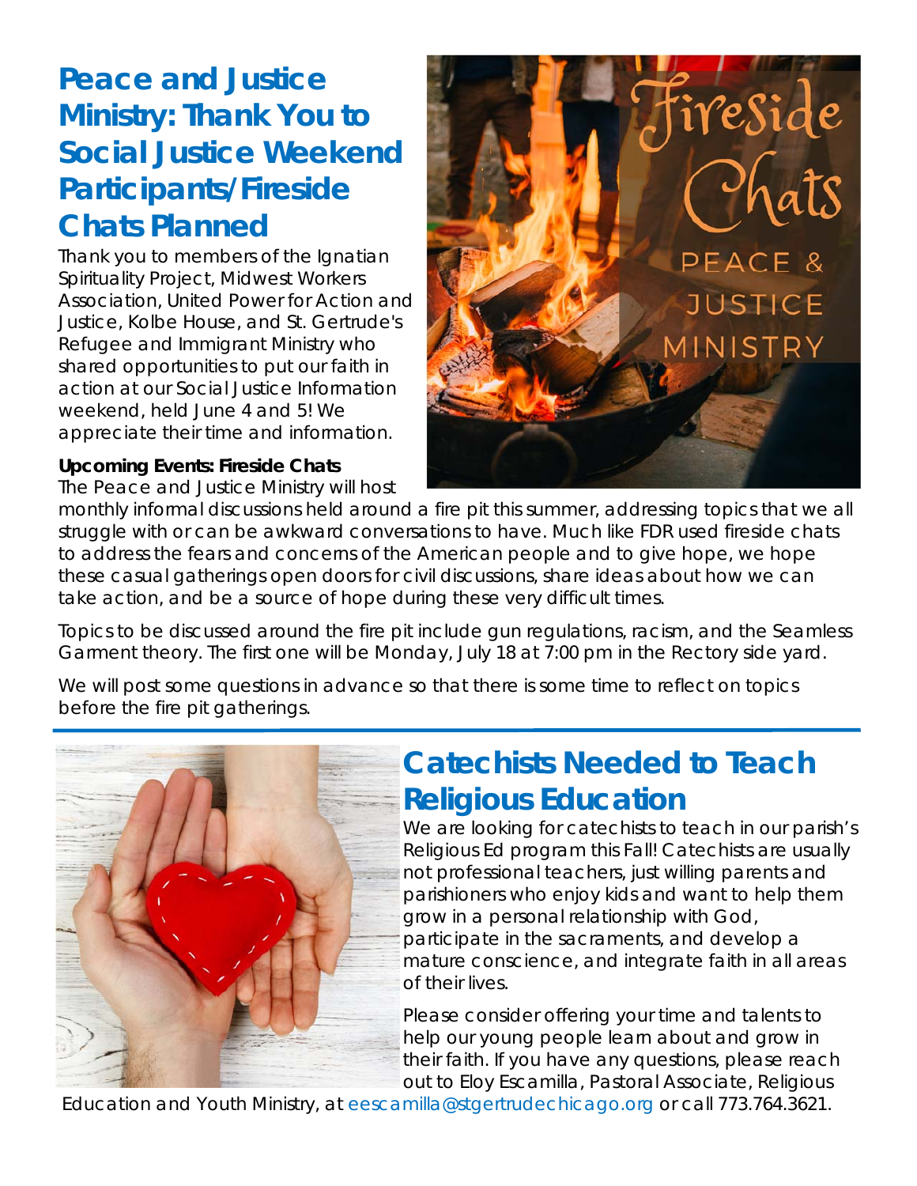## Peace and Justice Ministry: Thank You to Social Justice Weekend Participants/Fireside Chats Planned

Thank you to members of the Ignatian Spirituality Project, Midwest Workers Association, United Power for Action and Justice, Kolbe House, and St. Gertrude's Refugee and Immigrant Ministry who shared opportunities to put our faith in action at our Social Justice Information weekend, held June 4 and 5! We appreciate their time and information.

**Upcoming Events: Fireside Chats**

The Peace and Justice Ministry will host monthly informal discussions held around a fire pit this summer, addressing topics that we all struggle with or can be awkward conversations to have. Much like FDR used fireside chats to address the fears and concerns of the American people and to give hope, we hope these casual gatherings open doors for civil discussions, share ideas about how we can take action, and be a source of hope during these very difficult times.

Topics to be discussed around the fire pit include gun regulations, racism, and the Seamless Garment theory. The first one will be Monday, July 18 at 7:00 pm in the Rectory side yard.

We will post some questions in advance so that there is some time to reflect on topics before the fire pit gatherings.

## Catechists Needed to Teach Religious Education

We are looking for catechists to teach in our parish's Religious Ed program this Fall! Catechists are usually not professional teachers, just willing parents and parishioners who enjoy kids and want to help them grow in a personal relationship with God, participate in the sacraments, and develop a mature conscience, and integrate faith in all areas of their lives.

Please consider offering your time and talents to help our young people learn about and grow in their faith. If you have any questions, please reach out to Eloy Escamilla, Pastoral Associate, Religious Education and Youth Ministry, at eescamilla@stgertrudechicago.org or call 773.764.3621.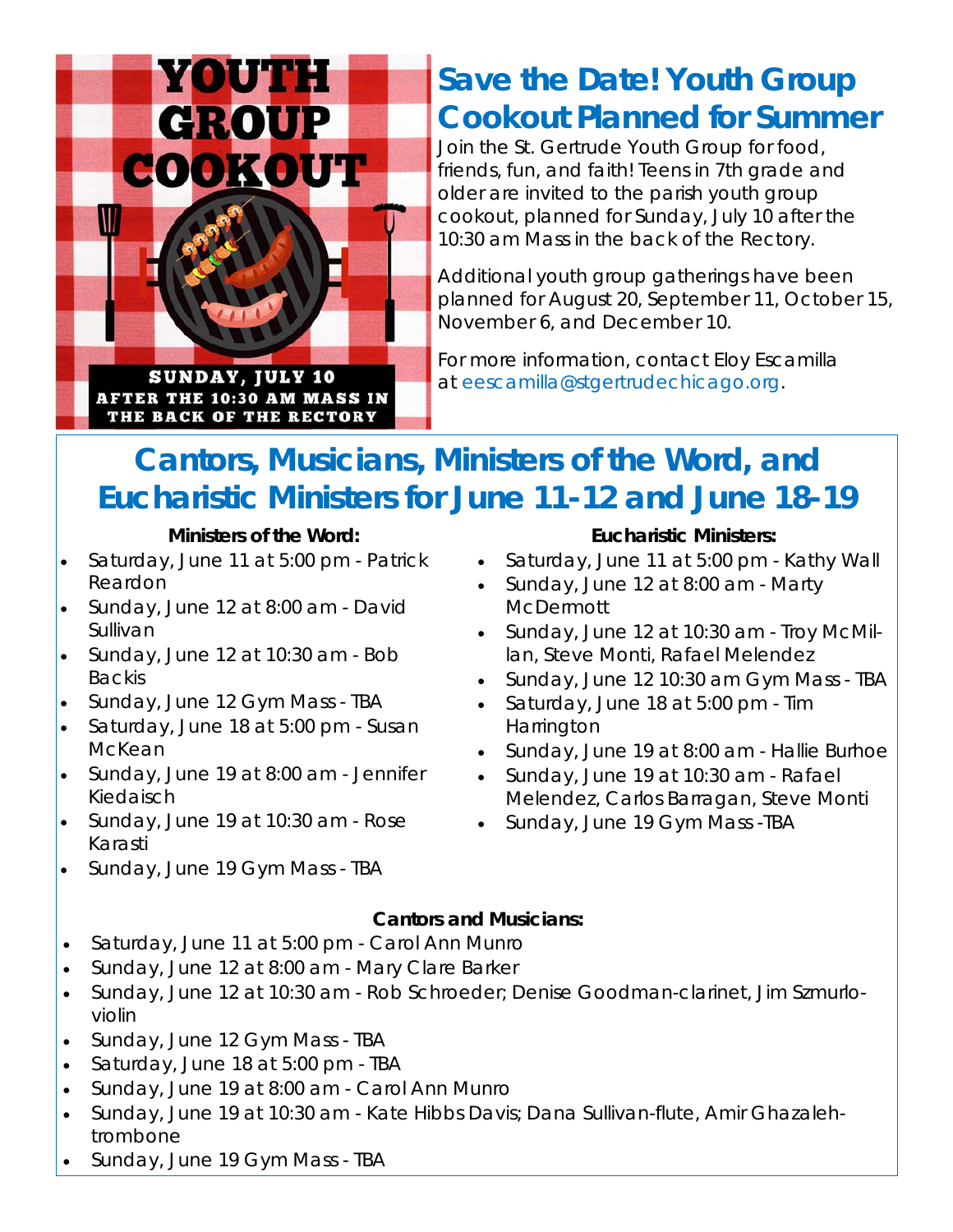YOUTH GROUP COOKOUT

SUNDAY, JULY 10
AFTER THE 10:30 AM MASS IN THE BACK OF THE RECTORY

## Save the Date! Youth Group Cookout Planned for Summer

Join the St. Gertrude Youth Group for food, friends, fun, and faith! Teens in 7th grade and older are invited to the parish youth group cookout, planned for Sunday, July 10 after the 10:30 am Mass in the back of the Rectory.

Additional youth group gatherings have been planned for August 20, September 11, October 15, November 6, and December 10.

For more information, contact Eloy Escamilla at eescamilla@stgertrudechicago.org.

## Cantors, Musicians, Ministers of the Word, and Eucharistic Ministers for June 11-12 and June 18-19

**Ministers of the Word:**

- Saturday, June 11 at 5:00 pm - Patrick Reardon
- Sunday, June 12 at 8:00 am - David Sullivan
- Sunday, June 12 at 10:30 am - Bob Backis
- Sunday, June 12 Gym Mass - TBA
- Saturday, June 18 at 5:00 pm - Susan McKean
- Sunday, June 19 at 8:00 am - Jennifer Kiedaisch
- Sunday, June 19 at 10:30 am - Rose Karasti
- Sunday, June 19 Gym Mass - TBA

**Eucharistic Ministers:**

- Saturday, June 11 at 5:00 pm - Kathy Wall
- Sunday, June 12 at 8:00 am - Marty McDermott
- Sunday, June 12 at 10:30 am - Troy McMillan, Steve Monti, Rafael Melendez
- Sunday, June 12 10:30 am Gym Mass - TBA
- Saturday, June 18 at 5:00 pm - Tim Harrington
- Sunday, June 19 at 8:00 am - Hallie Burhoe
- Sunday, June 19 at 10:30 am - Rafael Melendez, Carlos Barragan, Steve Monti
- Sunday, June 19 Gym Mass -TBA

**Cantors and Musicians:**

- Saturday, June 11 at 5:00 pm - Carol Ann Munro
- Sunday, June 12 at 8:00 am - Mary Clare Barker
- Sunday, June 12 at 10:30 am - Rob Schroeder; Denise Goodman-clarinet, Jim Szmurlo-violin
- Sunday, June 12 Gym Mass - TBA
- Saturday, June 18 at 5:00 pm - TBA
- Sunday, June 19 at 8:00 am - Carol Ann Munro
- Sunday, June 19 at 10:30 am - Kate Hibbs Davis; Dana Sullivan-flute, Amir Ghazaleh-trombone
- Sunday, June 19 Gym Mass - TBA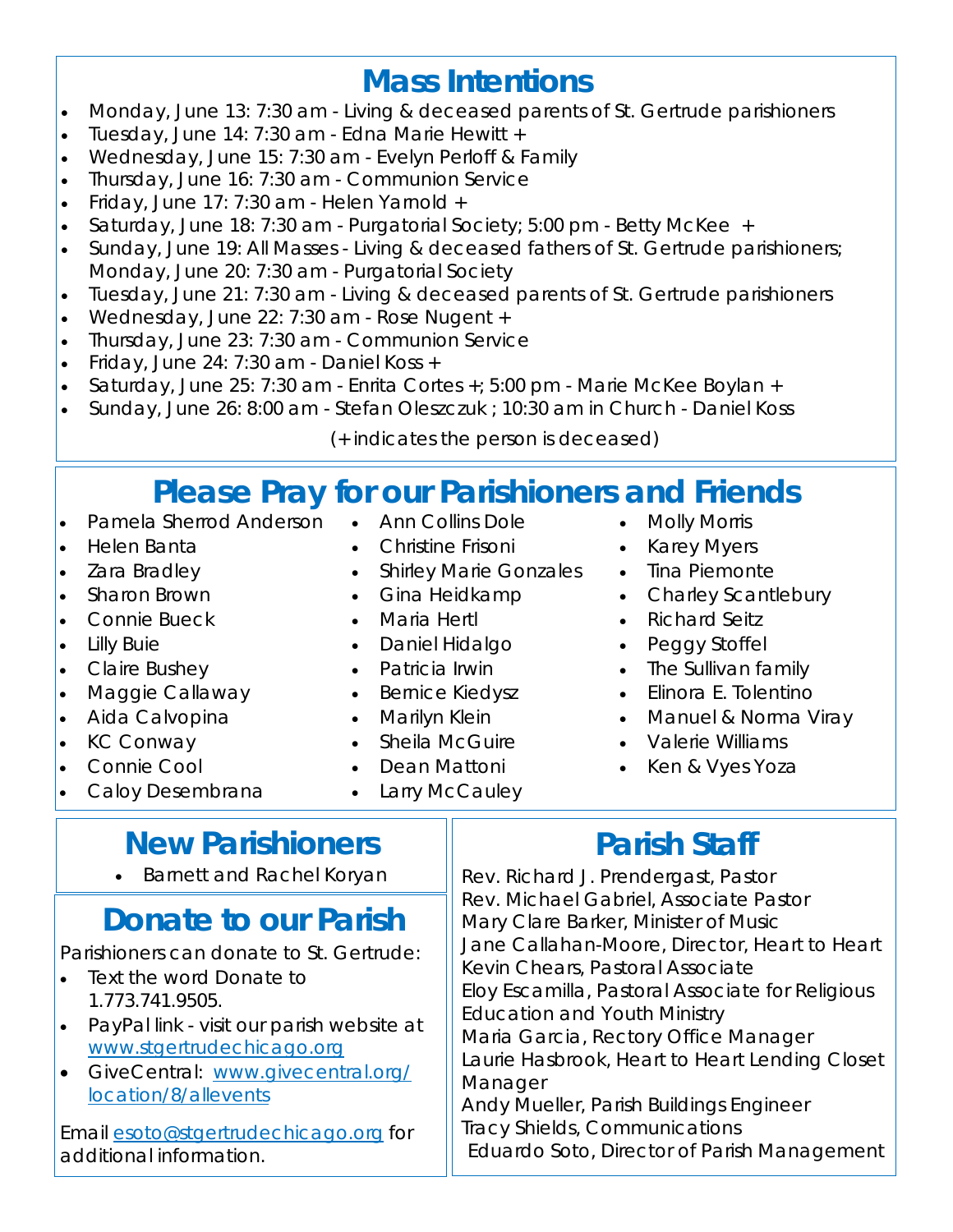## Mass Intentions

- Monday, June 13: 7:30 am - Living & deceased parents of St. Gertrude parishioners
- Tuesday, June 14: 7:30 am - Edna Marie Hewitt +
- Wednesday, June 15: 7:30 am - Evelyn Perloff & Family
- Thursday, June 16: 7:30 am - Communion Service
- Friday, June 17: 7:30 am - Helen Yarnold +
- Saturday, June 18: 7:30 am - Purgatorial Society; 5:00 pm - Betty McKee +
- Sunday, June 19: All Masses - Living & deceased fathers of St. Gertrude parishioners; Monday, June 20: 7:30 am - Purgatorial Society
- Tuesday, June 21: 7:30 am - Living & deceased parents of St. Gertrude parishioners
- Wednesday, June 22: 7:30 am - Rose Nugent +
- Thursday, June 23: 7:30 am - Communion Service
- Friday, June 24: 7:30 am - Daniel Koss +
- Saturday, June 25: 7:30 am - Enrita Cortes +; 5:00 pm - Marie McKee Boylan +
- Sunday, June 26: 8:00 am - Stefan Oleszczuk ; 10:30 am in Church - Daniel Koss

(+ indicates the person is deceased)

## Please Pray for our Parishioners and Friends

- Pamela Sherrod Anderson
- Helen Banta
- Zara Bradley
- Sharon Brown
- Connie Bueck
- Lilly Buie
- Claire Bushey
- Maggie Callaway
- Aida Calvopina
- KC Conway
- Connie Cool
- Caloy Desembrana
- Ann Collins Dole
- Christine Frisoni
- Shirley Marie Gonzales
- Gina Heidkamp
- Maria Hertl
- Daniel Hidalgo
- Patricia Irwin
- Bernice Kiedysz
- Marilyn Klein
- Sheila McGuire
- Dean Mattoni
- Larry McCauley
- Molly Morris
- Karey Myers
- Tina Piemonte
- Charley Scantlebury
- Richard Seitz
- Peggy Stoffel
- The Sullivan family
- Elinora E. Tolentino
- Manuel & Norma Viray
- Valerie Williams
- Ken & Vyes Yoza

## New Parishioners

- Barnett and Rachel Koryan

## Donate to our Parish

Parishioners can donate to St. Gertrude:

- Text the word Donate to 1.773.741.9505.
- PayPal link - visit our parish website at www.stgertrudechicago.org
- GiveCentral: www.givecentral.org/location/8/allevents

Email esoto@stgertrudechicago.org for additional information.

## Parish Staff

Rev. Richard J. Prendergast, Pastor
Rev. Michael Gabriel, Associate Pastor
Mary Clare Barker, Minister of Music
Jane Callahan-Moore, Director, Heart to Heart
Kevin Chears, Pastoral Associate
Eloy Escamilla, Pastoral Associate for Religious Education and Youth Ministry
Maria Garcia, Rectory Office Manager
Laurie Hasbrook, Heart to Heart Lending Closet Manager
Andy Mueller, Parish Buildings Engineer
Tracy Shields, Communications
Eduardo Soto, Director of Parish Management